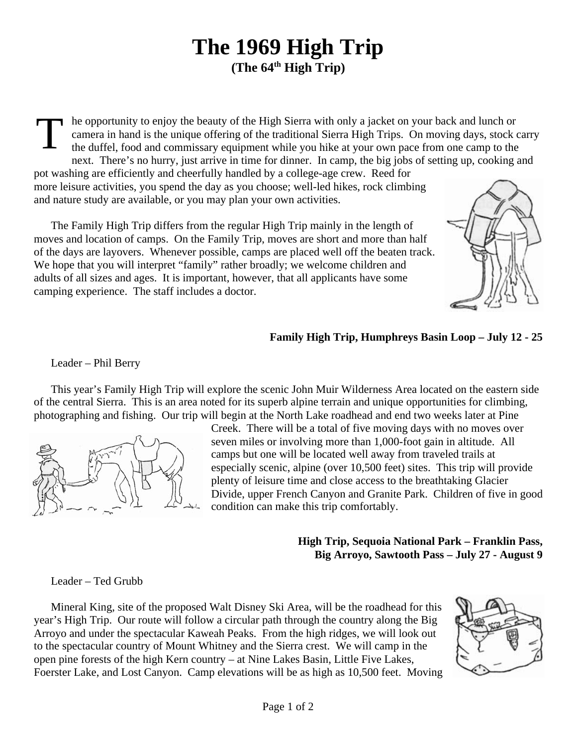# The 1969 High Trip

**(The 64th High Trip)**

The opportunity to enjoy the beauty of the High Sierra with only a jacket on your back and lunch or camera in hand is the unique offering of the traditional Sierra High Trips. On moving days, stock carry the duffel, food and commissary equipment while you hike at your own pace from one camp to the next. There's no hurry, just arrive in time for dinner. In camp, the big jobs of setting up, cooking and pot washing are efficiently and cheerfully handled by a college-age crew. Reed for more leisure activities, you spend the day as you choose; well-led hikes, rock climbing and nature study are available, or you may plan your own activities.

The Family High Trip differs from the regular High Trip mainly in the length of moves and location of camps. On the Family Trip, moves are short and more than half of the days are layovers. Whenever possible, camps are placed well off the beaten track. We hope that you will interpret "family" rather broadly; we welcome children and adults of all sizes and ages. It is important, however, that all applicants have some camping experience. The staff includes a doctor.

**Family High Trip, Humphreys Basin Loop – July 12 - 25**

Leader – Phil Berry

This year's Family High Trip will explore the scenic John Muir Wilderness Area located on the eastern side of the central Sierra. This is an area noted for its superb alpine terrain and unique opportunities for climbing, photographing and fishing. Our trip will begin at the North Lake roadhead and end two weeks later at Pine Creek. There will be a total of five moving days with no moves over seven miles or involving more than 1,000-foot gain in altitude. All camps but one will be located well away from traveled trails at especially scenic, alpine (over 10,500 feet) sites. This trip will provide plenty of leisure time and close access to the breathtaking Glacier Divide, upper French Canyon and Granite Park. Children of five in good condition can make this trip comfortably.

**High Trip, Sequoia National Park – Franklin Pass, Big Arroyo, Sawtooth Pass – July 27 - August 9**

Leader – Ted Grubb

Mineral King, site of the proposed Walt Disney Ski Area, will be the roadhead for this year's High Trip. Our route will follow a circular path through the country along the Big Arroyo and under the spectacular Kaweah Peaks. From the high ridges, we will look out to the spectacular country of Mount Whitney and the Sierra crest. We will camp in the open pine forests of the high Kern country – at Nine Lakes Basin, Little Five Lakes, Foerster Lake, and Lost Canyon. Camp elevations will be as high as 10,500 feet. Moving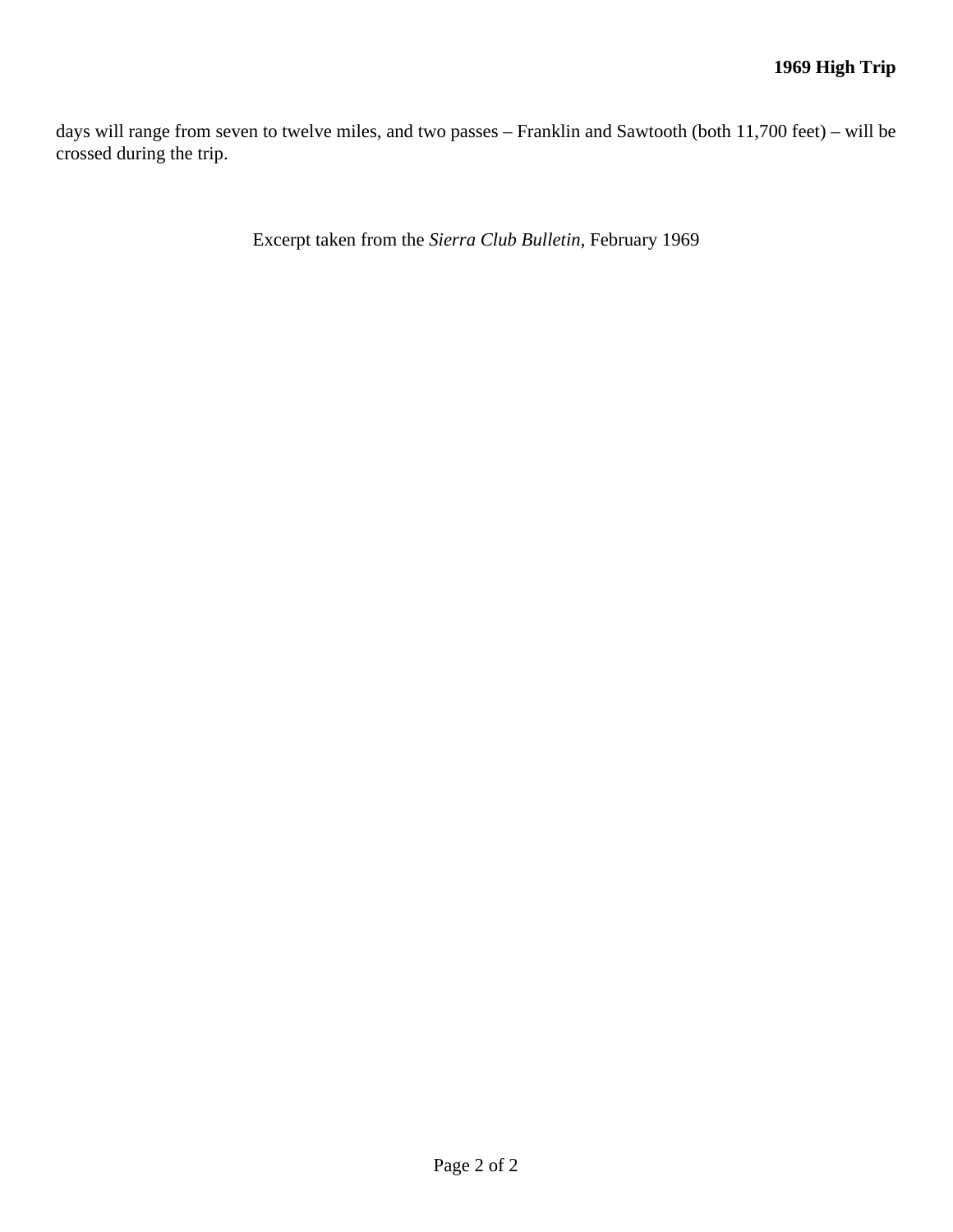days will range from seven to twelve miles, and two passes – Franklin and Sawtooth (both 11,700 feet) – will be crossed during the trip.

Excerpt taken from the *Sierra Club Bulletin*, February 1969